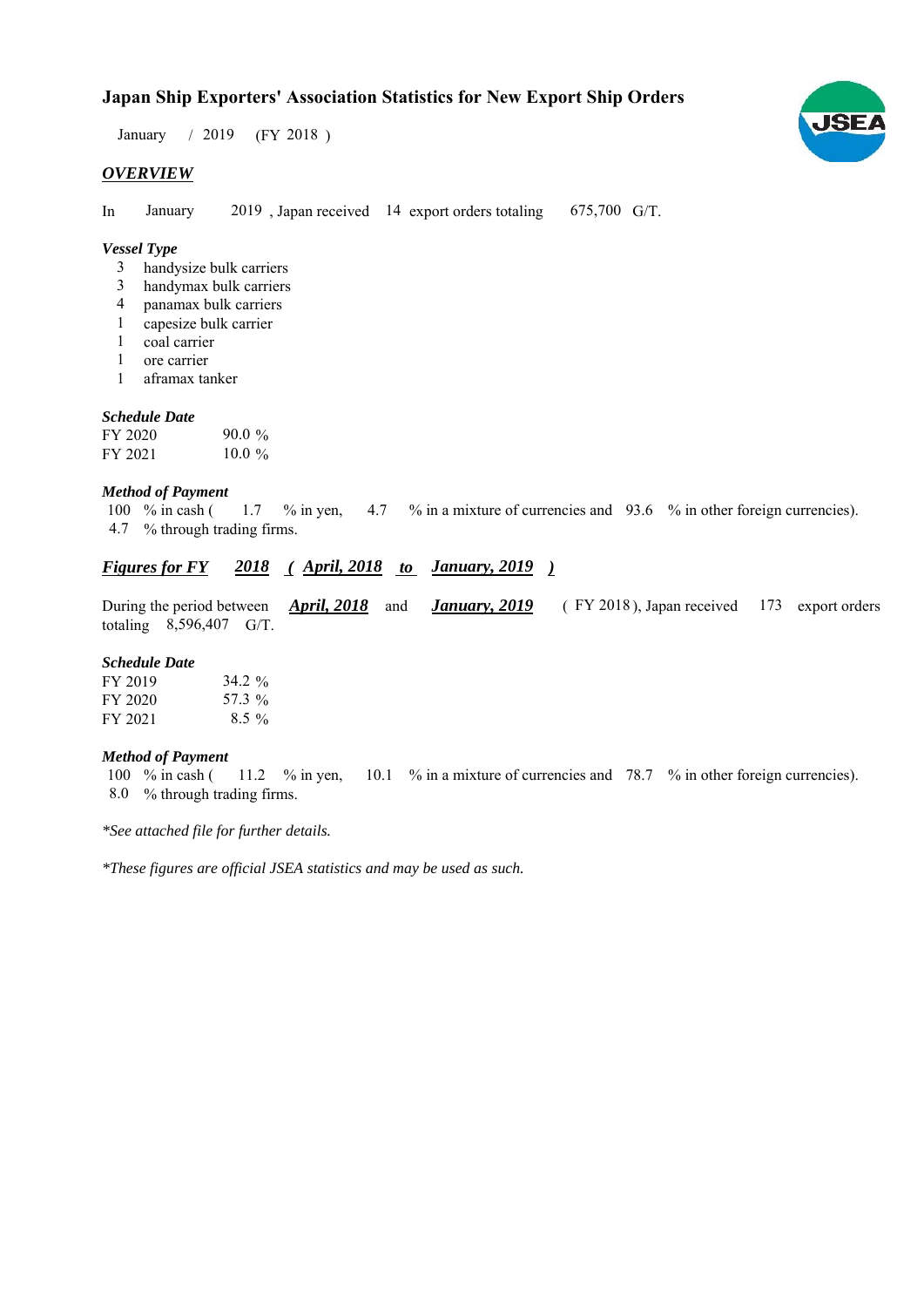# Japan Ship Exporters' Association Statistics for New Export Ship Orders

January / 2019 (FY 2018 )

## *OVERVIEW*

In January 2019 , Japan received 14 export orders totaling 675,700 G/T.

### *Vessel Type*

- 3 handysize bulk carriers
- 3 handymax bulk carriers
- 4 panamax bulk carriers
- 1 capesize bulk carrier
- 1 coal carrier
- 1 ore carrier
- 1 aframax tanker

### *Schedule Date*

| | |
|---|---|
| FY 2020 | 90.0 % |
| FY 2021 | 10.0 % |

### *Method of Payment*

100 % in cash ( 1.7 % in yen, 4.7 % in a mixture of currencies and 93.6 % in other foreign currencies).
4.7 % through trading firms.

## ***Figures for FY 2018 ( April, 2018 to January, 2019 )***

During the period between ***April, 2018*** and ***January, 2019*** ( FY 2018 ), Japan received 173 export orders totaling 8,596,407 G/T.

### *Schedule Date*

| | |
|---|---|
| FY 2019 | 34.2 % |
| FY 2020 | 57.3 % |
| FY 2021 | 8.5 % |

### *Method of Payment*

100 % in cash ( 11.2 % in yen, 10.1 % in a mixture of currencies and 78.7 % in other foreign currencies).
8.0 % through trading firms.

*\*See attached file for further details.*

*\*These figures are official JSEA statistics and may be used as such.*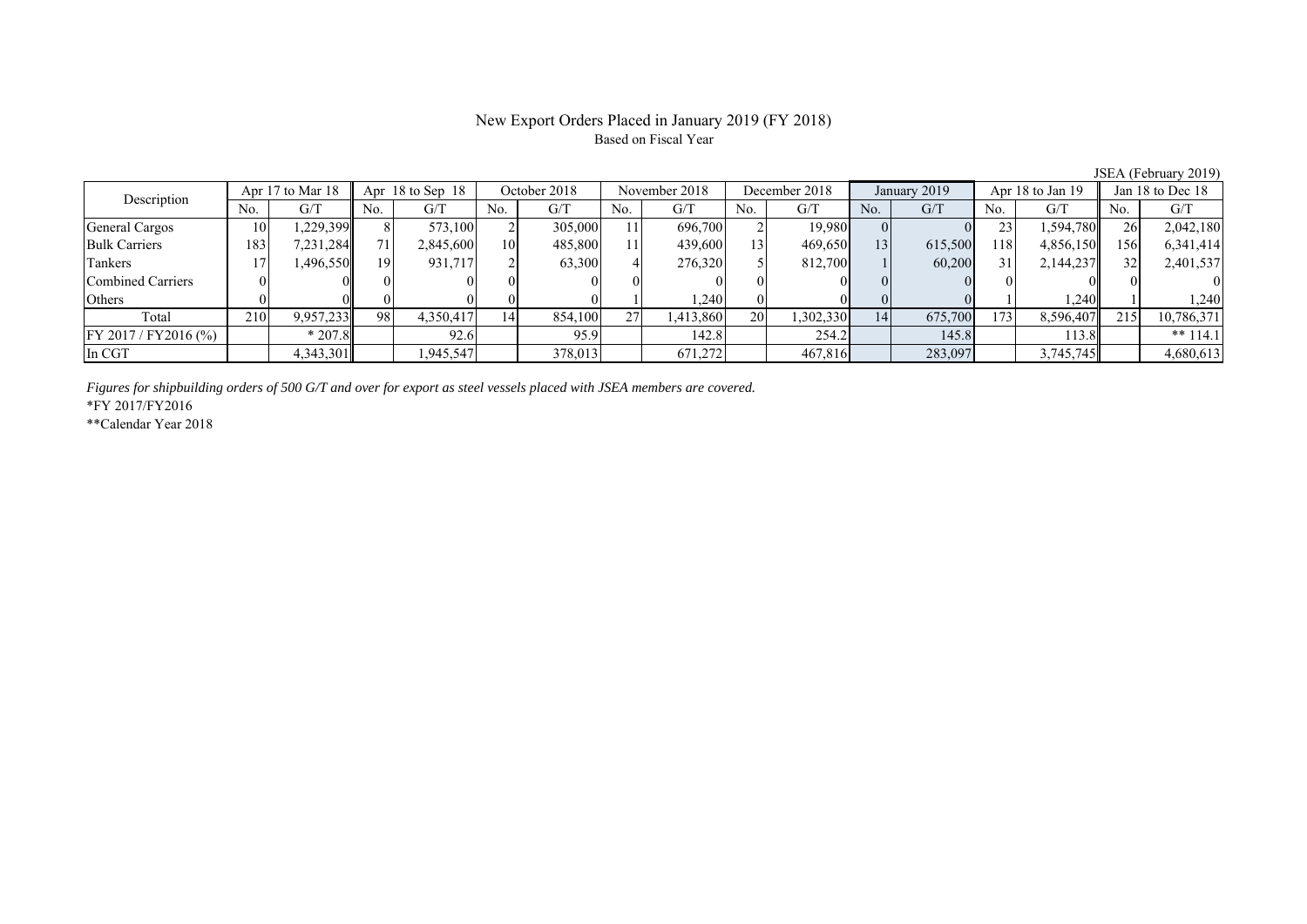# New Export Orders Placed in January 2019 (FY 2018)

Based on Fiscal Year

JSEA (February 2019)

| Description | Apr 17 to Mar 18 | | Apr 18 to Sep 18 | | October 2018 | | November 2018 | | December 2018 | | January 2019 | | Apr 18 to Jan 19 | | Jan 18 to Dec 18 | |
|---|---|---|---|---|---|---|---|---|---|---|---|---|---|---|---|---|
| | No. | G/T | No. | G/T | No. | G/T | No. | G/T | No. | G/T | No. | G/T | No. | G/T | No. | G/T |
| General Cargos | 10 | 1,229,399 | 8 | 573,100 | 2 | 305,000 | 11 | 696,700 | 2 | 19,980 | 0 | 0 | 23 | 1,594,780 | 26 | 2,042,180 |
| Bulk Carriers | 183 | 7,231,284 | 71 | 2,845,600 | 10 | 485,800 | 11 | 439,600 | 13 | 469,650 | 13 | 615,500 | 118 | 4,856,150 | 156 | 6,341,414 |
| Tankers | 17 | 1,496,550 | 19 | 931,717 | 2 | 63,300 | 4 | 276,320 | 5 | 812,700 | 1 | 60,200 | 31 | 2,144,237 | 32 | 2,401,537 |
| Combined Carriers | 0 | 0 | 0 | 0 | 0 | 0 | 0 | 0 | 0 | 0 | 0 | 0 | 0 | 0 | 0 | 0 |
| Others | 0 | 0 | 0 | 0 | 0 | 0 | 1 | 1,240 | 0 | 0 | 0 | 0 | 1 | 1,240 | 1 | 1,240 |
| Total | 210 | 9,957,233 | 98 | 4,350,417 | 14 | 854,100 | 27 | 1,413,860 | 20 | 1,302,330 | 14 | 675,700 | 173 | 8,596,407 | 215 | 10,786,371 |
| FY 2017 / FY2016 (%) | | * 207.8 | | 92.6 | | 95.9 | | 142.8 | | 254.2 | | 145.8 | | 113.8 | | ** 114.1 |
| In CGT | | 4,343,301 | | 1,945,547 | | 378,013 | | 671,272 | | 467,816 | | 283,097 | | 3,745,745 | | 4,680,613 |

*Figures for shipbuilding orders of 500 G/T and over for export as steel vessels placed with JSEA members are covered.*

*FY 2017/FY2016

**Calendar Year 2018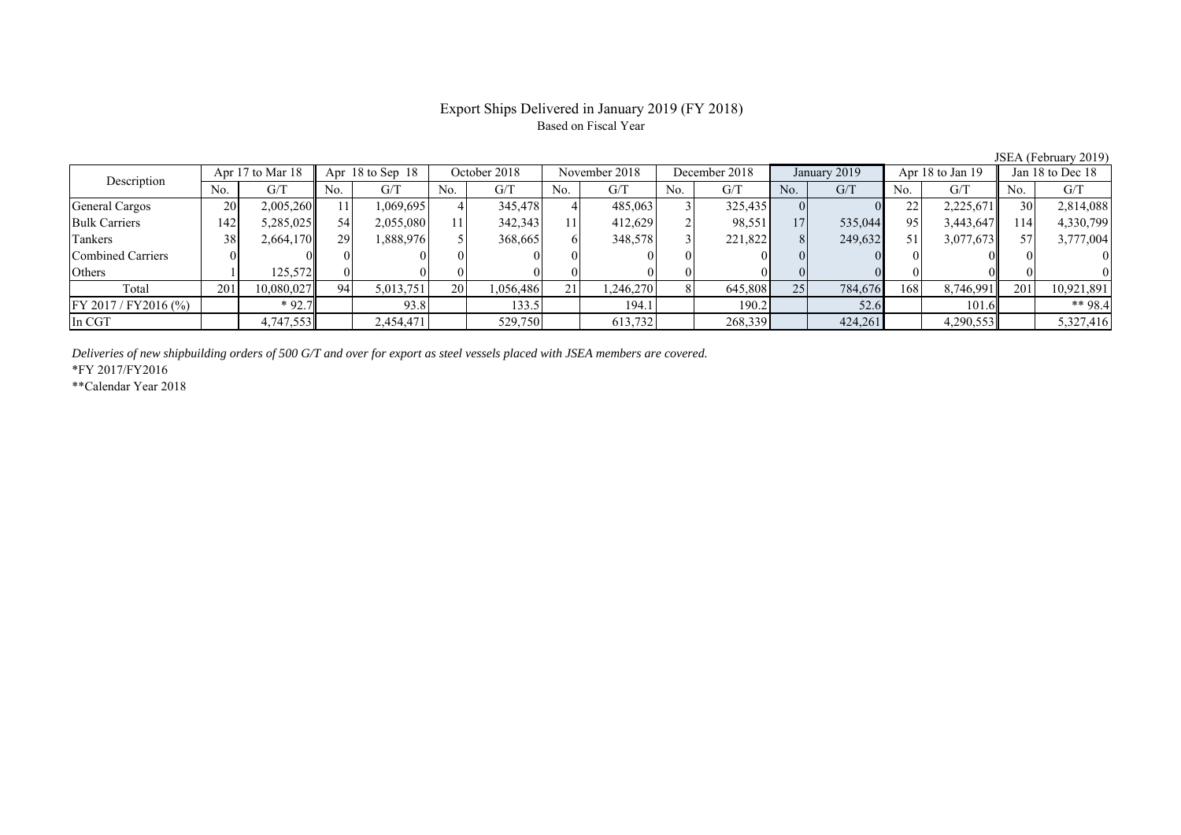# Export Ships Delivered in January 2019 (FY 2018)

Based on Fiscal Year

JSEA (February 2019)

| Description | Apr 17 to Mar 18 | | Apr 18 to Sep 18 | | October 2018 | | November 2018 | | December 2018 | | January 2019 | | Apr 18 to Jan 19 | | Jan 18 to Dec 18 | |
|---|---|---|---|---|---|---|---|---|---|---|---|---|---|---|---|---|
| | No. | G/T | No. | G/T | No. | G/T | No. | G/T | No. | G/T | No. | G/T | No. | G/T | No. | G/T |
| General Cargos | 20 | 2,005,260 | 11 | 1,069,695 | 4 | 345,478 | 4 | 485,063 | 3 | 325,435 | 0 | 0 | 22 | 2,225,671 | 30 | 2,814,088 |
| Bulk Carriers | 142 | 5,285,025 | 54 | 2,055,080 | 11 | 342,343 | 11 | 412,629 | 2 | 98,551 | 17 | 535,044 | 95 | 3,443,647 | 114 | 4,330,799 |
| Tankers | 38 | 2,664,170 | 29 | 1,888,976 | 5 | 368,665 | 6 | 348,578 | 3 | 221,822 | 8 | 249,632 | 51 | 3,077,673 | 57 | 3,777,004 |
| Combined Carriers | 0 | 0 | 0 | 0 | 0 | 0 | 0 | 0 | 0 | 0 | 0 | 0 | 0 | 0 | 0 | 0 |
| Others | 1 | 125,572 | 0 | 0 | 0 | 0 | 0 | 0 | 0 | 0 | 0 | 0 | 0 | 0 | 0 | 0 |
| Total | 201 | 10,080,027 | 94 | 5,013,751 | 20 | 1,056,486 | 21 | 1,246,270 | 8 | 645,808 | 25 | 784,676 | 168 | 8,746,991 | 201 | 10,921,891 |
| FY 2017 / FY2016 (%) | | * 92.7 | | 93.8 | | 133.5 | | 194.1 | | 190.2 | | 52.6 | | 101.6 | | ** 98.4 |
| In CGT | | 4,747,553 | | 2,454,471 | | 529,750 | | 613,732 | | 268,339 | | 424,261 | | 4,290,553 | | 5,327,416 |

*Deliveries of new shipbuilding orders of 500 G/T and over for export as steel vessels placed with JSEA members are covered.*

*FY 2017/FY2016

**Calendar Year 2018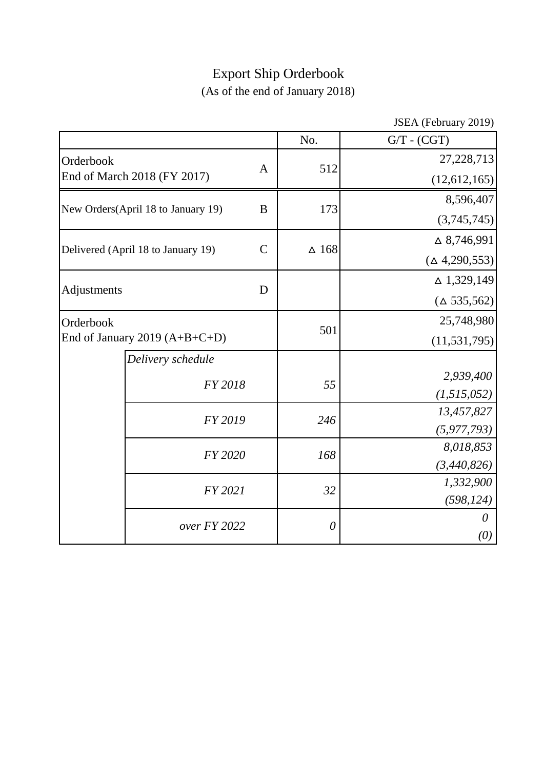# Export Ship Orderbook

(As of the end of January 2018)

JSEA (February 2019)

| | | | No. | G/T - (CGT) |
|---|---|---|---|---|
| Orderbook<br>End of March 2018 (FY 2017) | | A | 512 | 27,228,713<br>(12,612,165) |
| New Orders(April 18 to January 19) | | B | 173 | 8,596,407<br>(3,745,745) |
| Delivered (April 18 to January 19) | | C | ∆ 168 | ∆ 8,746,991<br>(∆ 4,290,553) |
| Adjustments | | D | | ∆ 1,329,149<br>(∆ 535,562) |
| Orderbook<br>End of January 2019 (A+B+C+D) | | | 501 | 25,748,980<br>(11,531,795) |
| | *Delivery schedule*<br>*FY 2018* | | *55* | *2,939,400*<br>*(1,515,052)* |
| | *FY 2019* | | *246* | *13,457,827*<br>*(5,977,793)* |
| | *FY 2020* | | *168* | *8,018,853*<br>*(3,440,826)* |
| | *FY 2021* | | *32* | *1,332,900*<br>*(598,124)* |
| | *over FY 2022* | | *0* | *0*<br>*(0)* |